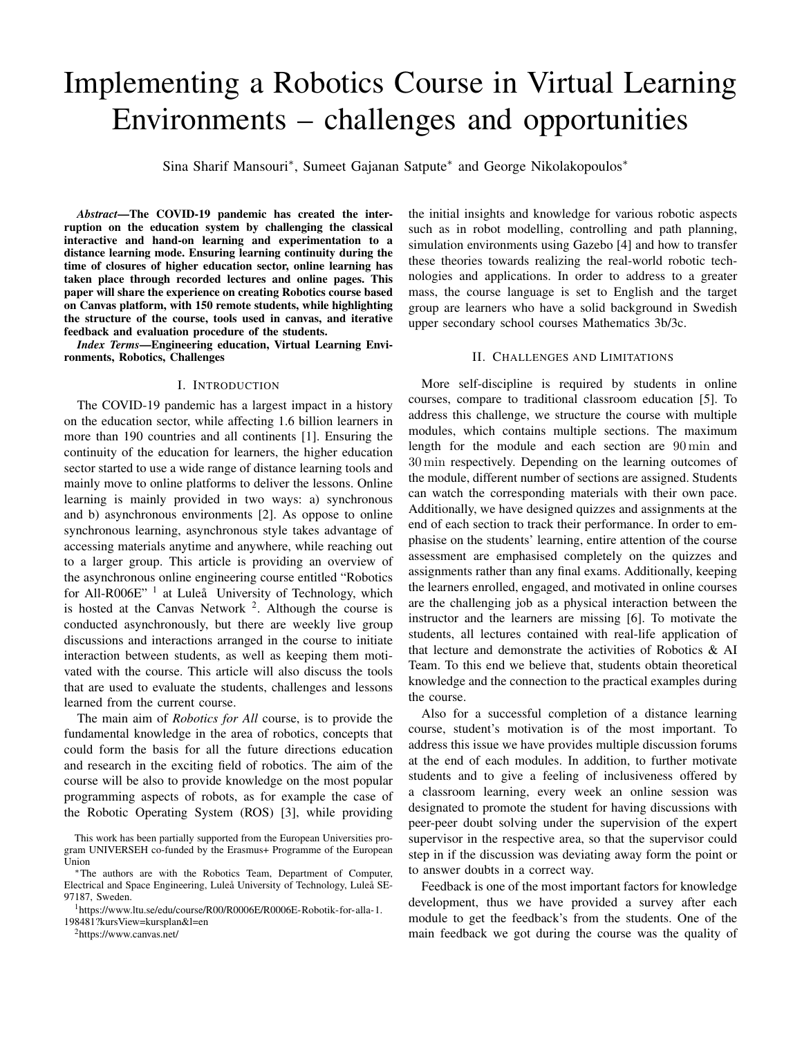# Implementing a Robotics Course in Virtual Learning Environments – challenges and opportunities

Sina Sharif Mansouri*, Sumeet Gajanan Satpute* and George Nikolakopoulos*

***Abstract*—The COVID-19 pandemic has created the interruption on the education system by challenging the classical interactive and hand-on learning and experimentation to a distance learning mode. Ensuring learning continuity during the time of closures of higher education sector, online learning has taken place through recorded lectures and online pages. This paper will share the experience on creating Robotics course based on Canvas platform, with 150 remote students, while highlighting the structure of the course, tools used in canvas, and iterative feedback and evaluation procedure of the students.**

***Index Terms*—Engineering education, Virtual Learning Environments, Robotics, Challenges**

## I. Introduction

The COVID-19 pandemic has a largest impact in a history on the education sector, while affecting 1.6 billion learners in more than 190 countries and all continents [1]. Ensuring the continuity of the education for learners, the higher education sector started to use a wide range of distance learning tools and mainly move to online platforms to deliver the lessons. Online learning is mainly provided in two ways: a) synchronous and b) asynchronous environments [2]. As oppose to online synchronous learning, asynchronous style takes advantage of accessing materials anytime and anywhere, while reaching out to a larger group. This article is providing an overview of the asynchronous online engineering course entitled "Robotics for All-R006E" [1] at Luleå University of Technology, which is hosted at the Canvas Network [2]. Although the course is conducted asynchronously, but there are weekly live group discussions and interactions arranged in the course to initiate interaction between students, as well as keeping them motivated with the course. This article will also discuss the tools that are used to evaluate the students, challenges and lessons learned from the current course.

The main aim of *Robotics for All* course, is to provide the fundamental knowledge in the area of robotics, concepts that could form the basis for all the future directions education and research in the exciting field of robotics. The aim of the course will be also to provide knowledge on the most popular programming aspects of robots, as for example the case of the Robotic Operating System (ROS) [3], while providing the initial insights and knowledge for various robotic aspects such as in robot modelling, controlling and path planning, simulation environments using Gazebo [4] and how to transfer these theories towards realizing the real-world robotic technologies and applications. In order to address to a greater mass, the course language is set to English and the target group are learners who have a solid background in Swedish upper secondary school courses Mathematics 3b/3c.

## II. Challenges and Limitations

More self-discipline is required by students in online courses, compare to traditional classroom education [5]. To address this challenge, we structure the course with multiple modules, which contains multiple sections. The maximum length for the module and each section are $90\,\mathrm{min}$ and $30\,\mathrm{min}$ respectively. Depending on the learning outcomes of the module, different number of sections are assigned. Students can watch the corresponding materials with their own pace. Additionally, we have designed quizzes and assignments at the end of each section to track their performance. In order to emphasise on the students' learning, entire attention of the course assessment are emphasised completely on the quizzes and assignments rather than any final exams. Additionally, keeping the learners enrolled, engaged, and motivated in online courses are the challenging job as a physical interaction between the instructor and the learners are missing [6]. To motivate the students, all lectures contained with real-life application of that lecture and demonstrate the activities of Robotics & AI Team. To this end we believe that, students obtain theoretical knowledge and the connection to the practical examples during the course.

Also for a successful completion of a distance learning course, student's motivation is of the most important. To address this issue we have provides multiple discussion forums at the end of each modules. In addition, to further motivate students and to give a feeling of inclusiveness offered by a classroom learning, every week an online session was designated to promote the student for having discussions with peer-peer doubt solving under the supervision of the expert supervisor in the respective area, so that the supervisor could step in if the discussion was deviating away form the point or to answer doubts in a correct way.

Feedback is one of the most important factors for knowledge development, thus we have provided a survey after each module to get the feedback's from the students. One of the main feedback we got during the course was the quality of

---

This work has been partially supported from the European Universities program UNIVERSEH co-funded by the Erasmus+ Programme of the European Union

*The authors are with the Robotics Team, Department of Computer, Electrical and Space Engineering, Luleå University of Technology, Luleå SE-97187, Sweden.

[1] https://www.ltu.se/edu/course/R00/R0006E/R0006E-Robotik-for-alla-1.198481?kursView=kursplan&l=en

[2] https://www.canvas.net/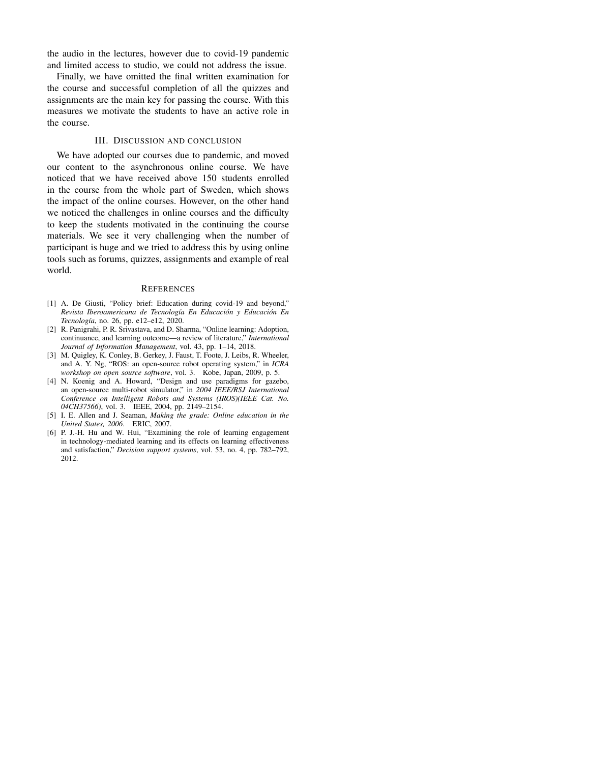the audio in the lectures, however due to covid-19 pandemic and limited access to studio, we could not address the issue.

Finally, we have omitted the final written examination for the course and successful completion of all the quizzes and assignments are the main key for passing the course. With this measures we motivate the students to have an active role in the course.

## III. Discussion and conclusion

We have adopted our courses due to pandemic, and moved our content to the asynchronous online course. We have noticed that we have received above 150 students enrolled in the course from the whole part of Sweden, which shows the impact of the online courses. However, on the other hand we noticed the challenges in online courses and the difficulty to keep the students motivated in the continuing the course materials. We see it very challenging when the number of participant is huge and we tried to address this by using online tools such as forums, quizzes, assignments and example of real world.

## References

[1] A. De Giusti, "Policy brief: Education during covid-19 and beyond," *Revista Iberoamericana de Tecnología En Educación y Educación En Tecnología*, no. 26, pp. e12–e12, 2020.

[2] R. Panigrahi, P. R. Srivastava, and D. Sharma, "Online learning: Adoption, continuance, and learning outcome—a review of literature," *International Journal of Information Management*, vol. 43, pp. 1–14, 2018.

[3] M. Quigley, K. Conley, B. Gerkey, J. Faust, T. Foote, J. Leibs, R. Wheeler, and A. Y. Ng, "ROS: an open-source robot operating system," in *ICRA workshop on open source software*, vol. 3. Kobe, Japan, 2009, p. 5.

[4] N. Koenig and A. Howard, "Design and use paradigms for gazebo, an open-source multi-robot simulator," in *2004 IEEE/RSJ International Conference on Intelligent Robots and Systems (IROS)(IEEE Cat. No. 04CH37566)*, vol. 3. IEEE, 2004, pp. 2149–2154.

[5] I. E. Allen and J. Seaman, *Making the grade: Online education in the United States, 2006*. ERIC, 2007.

[6] P. J.-H. Hu and W. Hui, "Examining the role of learning engagement in technology-mediated learning and its effects on learning effectiveness and satisfaction," *Decision support systems*, vol. 53, no. 4, pp. 782–792, 2012.